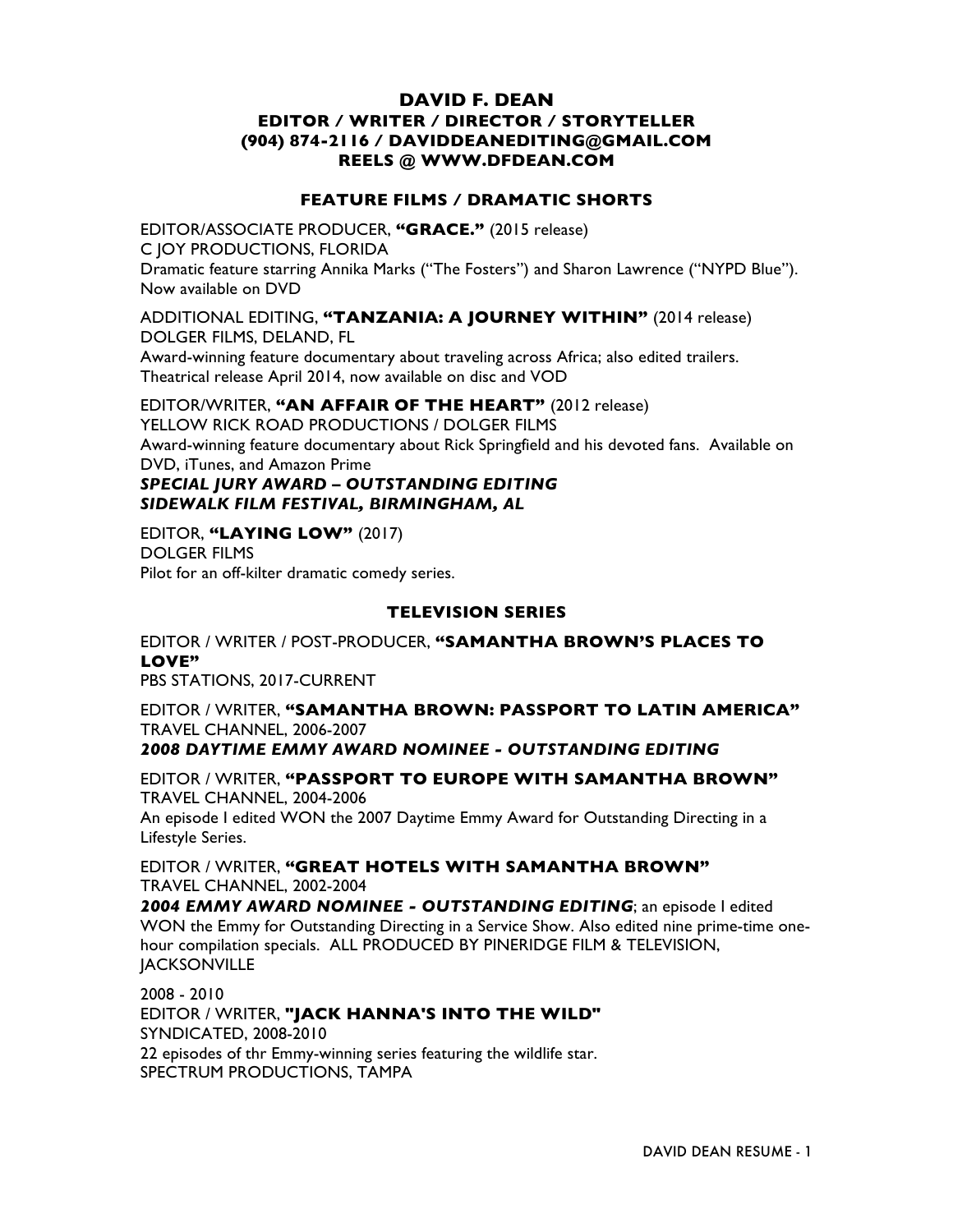# DAVID F. DEAN

**EDITOR / WRITER / DIRECTOR / STORYTELLER**
**(904) 874-2116 / DAVIDDEANEDITING@GMAIL.COM**
**REELS @ WWW.DFDEAN.COM**

## FEATURE FILMS / DRAMATIC SHORTS

EDITOR/ASSOCIATE PRODUCER, **"GRACE."** (2015 release)
C JOY PRODUCTIONS, FLORIDA
Dramatic feature starring Annika Marks ("The Fosters") and Sharon Lawrence ("NYPD Blue"). Now available on DVD

ADDITIONAL EDITING, **"TANZANIA: A JOURNEY WITHIN"** (2014 release)
DOLGER FILMS, DELAND, FL
Award-winning feature documentary about traveling across Africa; also edited trailers. Theatrical release April 2014, now available on disc and VOD

EDITOR/WRITER, **"AN AFFAIR OF THE HEART"** (2012 release)
YELLOW RICK ROAD PRODUCTIONS / DOLGER FILMS
Award-winning feature documentary about Rick Springfield and his devoted fans. Available on DVD, iTunes, and Amazon Prime
***SPECIAL JURY AWARD – OUTSTANDING EDITING***
***SIDEWALK FILM FESTIVAL, BIRMINGHAM, AL***

EDITOR, **"LAYING LOW"** (2017)
DOLGER FILMS
Pilot for an off-kilter dramatic comedy series.

## TELEVISION SERIES

EDITOR / WRITER / POST-PRODUCER, **"SAMANTHA BROWN'S PLACES TO LOVE"**
PBS STATIONS, 2017-CURRENT

EDITOR / WRITER, **"SAMANTHA BROWN: PASSPORT TO LATIN AMERICA"**
TRAVEL CHANNEL, 2006-2007
***2008 DAYTIME EMMY AWARD NOMINEE - OUTSTANDING EDITING***

EDITOR / WRITER, **"PASSPORT TO EUROPE WITH SAMANTHA BROWN"**
TRAVEL CHANNEL, 2004-2006
An episode I edited WON the 2007 Daytime Emmy Award for Outstanding Directing in a Lifestyle Series.

EDITOR / WRITER, **"GREAT HOTELS WITH SAMANTHA BROWN"**
TRAVEL CHANNEL, 2002-2004
***2004 EMMY AWARD NOMINEE - OUTSTANDING EDITING***; an episode I edited WON the Emmy for Outstanding Directing in a Service Show. Also edited nine prime-time one-hour compilation specials. ALL PRODUCED BY PINERIDGE FILM & TELEVISION, JACKSONVILLE

2008 - 2010
EDITOR / WRITER, **"JACK HANNA'S INTO THE WILD"**
SYNDICATED, 2008-2010
22 episodes of thr Emmy-winning series featuring the wildlife star.
SPECTRUM PRODUCTIONS, TAMPA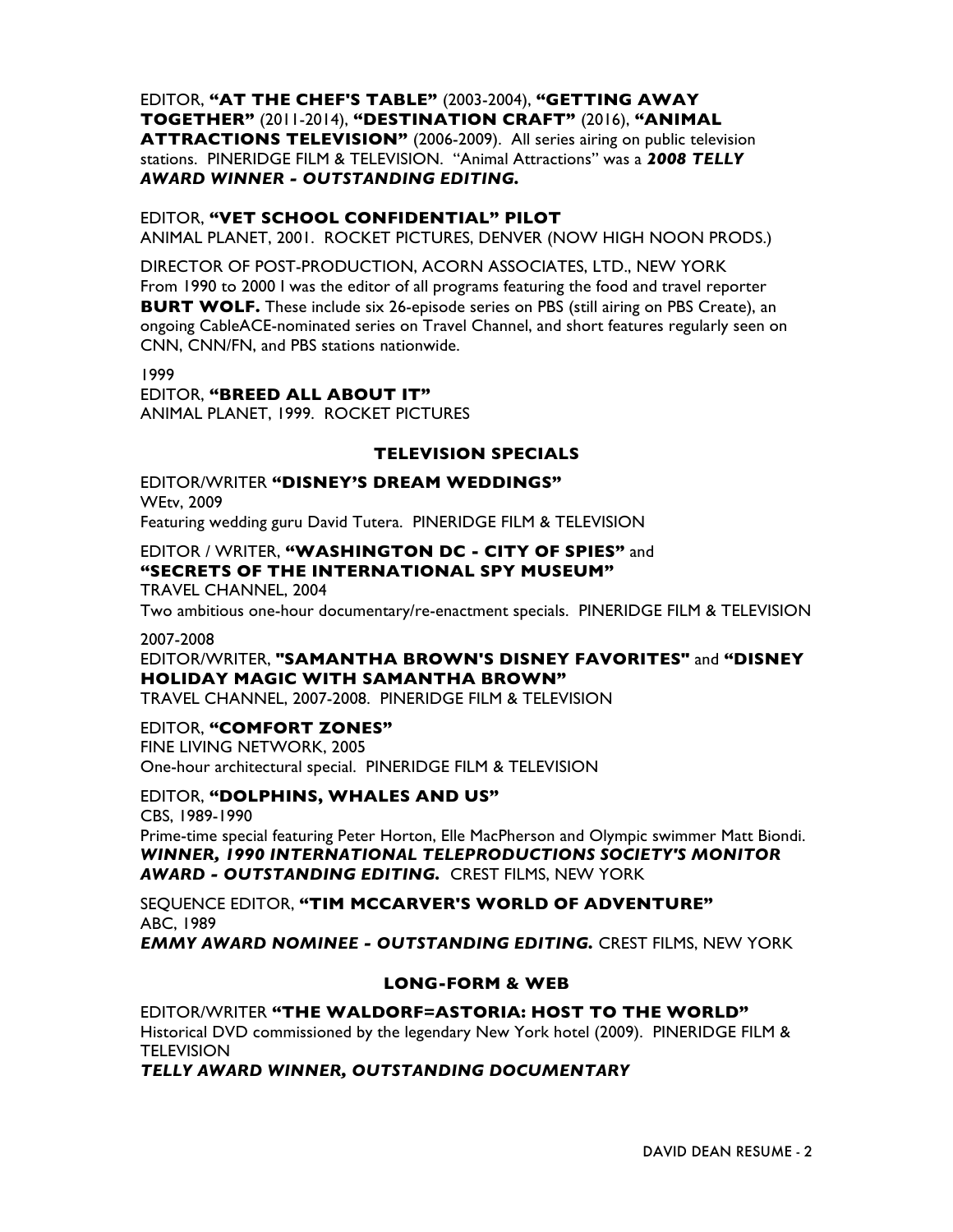EDITOR, **“AT THE CHEF'S TABLE”** (2003-2004), **“GETTING AWAY TOGETHER”** (2011-2014), **“DESTINATION CRAFT”** (2016), **“ANIMAL ATTRACTIONS TELEVISION”** (2006-2009). All series airing on public television stations. PINERIDGE FILM & TELEVISION. “Animal Attractions” was a ***2008 TELLY AWARD WINNER - OUTSTANDING EDITING.***

EDITOR, **“VET SCHOOL CONFIDENTIAL” PILOT**
ANIMAL PLANET, 2001. ROCKET PICTURES, DENVER (NOW HIGH NOON PRODS.)

DIRECTOR OF POST-PRODUCTION, ACORN ASSOCIATES, LTD., NEW YORK
From 1990 to 2000 I was the editor of all programs featuring the food and travel reporter **BURT WOLF.** These include six 26-episode series on PBS (still airing on PBS Create), an ongoing CableACE-nominated series on Travel Channel, and short features regularly seen on CNN, CNN/FN, and PBS stations nationwide.

1999
EDITOR, **“BREED ALL ABOUT IT”**
ANIMAL PLANET, 1999. ROCKET PICTURES

## TELEVISION SPECIALS

EDITOR/WRITER **“DISNEY’S DREAM WEDDINGS”**
WEtv, 2009
Featuring wedding guru David Tutera. PINERIDGE FILM & TELEVISION

EDITOR / WRITER, **“WASHINGTON DC - CITY OF SPIES”** and **“SECRETS OF THE INTERNATIONAL SPY MUSEUM”**
TRAVEL CHANNEL, 2004
Two ambitious one-hour documentary/re-enactment specials. PINERIDGE FILM & TELEVISION

2007-2008
EDITOR/WRITER, **"SAMANTHA BROWN'S DISNEY FAVORITES"** and **“DISNEY HOLIDAY MAGIC WITH SAMANTHA BROWN”**
TRAVEL CHANNEL, 2007-2008. PINERIDGE FILM & TELEVISION

EDITOR, **“COMFORT ZONES”**
FINE LIVING NETWORK, 2005
One-hour architectural special. PINERIDGE FILM & TELEVISION

EDITOR, **“DOLPHINS, WHALES AND US”**
CBS, 1989-1990
Prime-time special featuring Peter Horton, Elle MacPherson and Olympic swimmer Matt Biondi. ***WINNER, 1990 INTERNATIONAL TELEPRODUCTIONS SOCIETY'S MONITOR AWARD - OUTSTANDING EDITING.*** CREST FILMS, NEW YORK

SEQUENCE EDITOR, **“TIM MCCARVER'S WORLD OF ADVENTURE”**
ABC, 1989
***EMMY AWARD NOMINEE - OUTSTANDING EDITING.*** CREST FILMS, NEW YORK

## LONG-FORM & WEB

EDITOR/WRITER **“THE WALDORF=ASTORIA: HOST TO THE WORLD”**
Historical DVD commissioned by the legendary New York hotel (2009). PINERIDGE FILM & TELEVISION
***TELLY AWARD WINNER, OUTSTANDING DOCUMENTARY***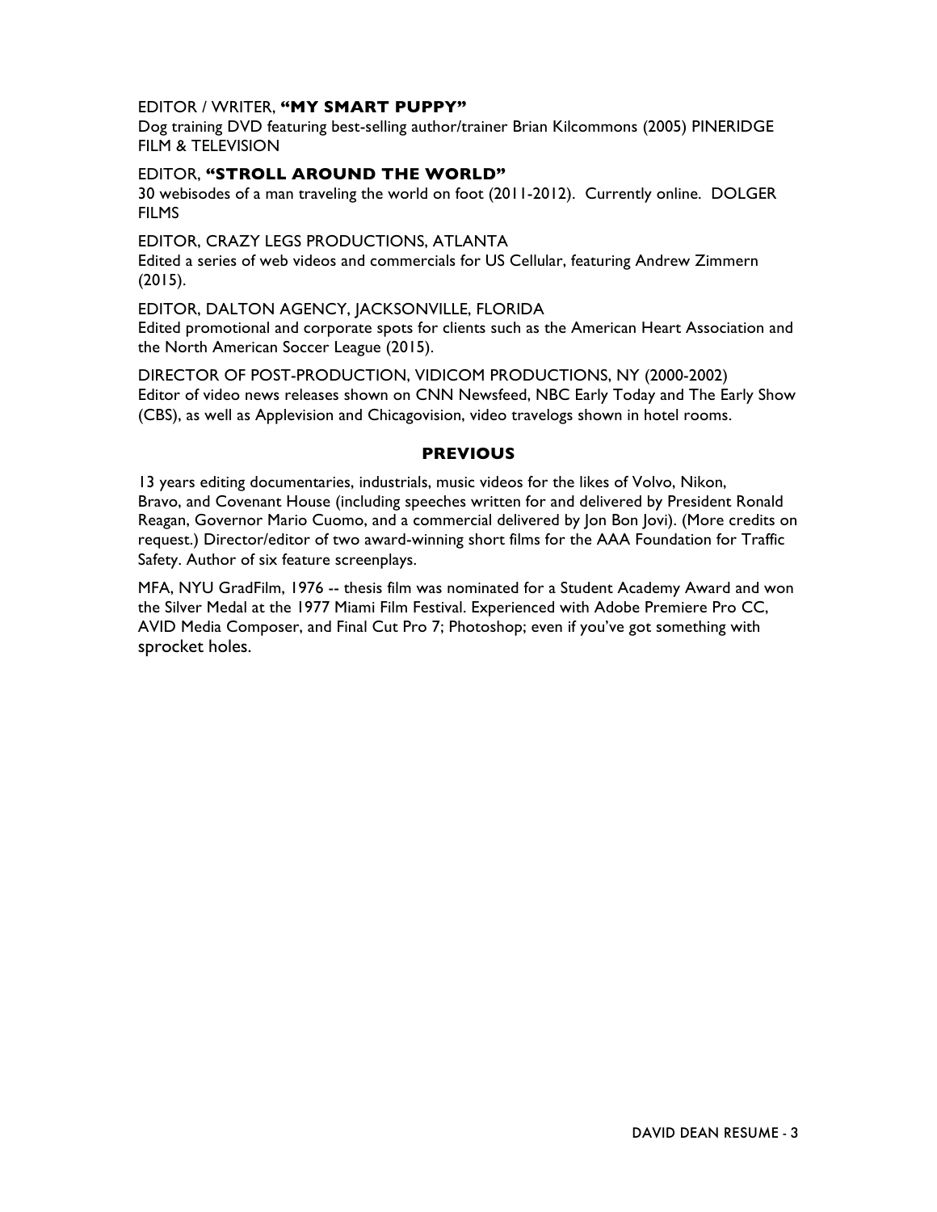EDITOR / WRITER, **"MY SMART PUPPY"**
Dog training DVD featuring best-selling author/trainer Brian Kilcommons (2005) PINERIDGE FILM & TELEVISION

EDITOR, **"STROLL AROUND THE WORLD"**
30 webisodes of a man traveling the world on foot (2011-2012). Currently online. DOLGER FILMS

EDITOR, CRAZY LEGS PRODUCTIONS, ATLANTA
Edited a series of web videos and commercials for US Cellular, featuring Andrew Zimmern (2015).

EDITOR, DALTON AGENCY, JACKSONVILLE, FLORIDA
Edited promotional and corporate spots for clients such as the American Heart Association and the North American Soccer League (2015).

DIRECTOR OF POST-PRODUCTION, VIDICOM PRODUCTIONS, NY (2000-2002)
Editor of video news releases shown on CNN Newsfeed, NBC Early Today and The Early Show (CBS), as well as Applevision and Chicagovision, video travelogs shown in hotel rooms.

## PREVIOUS

13 years editing documentaries, industrials, music videos for the likes of Volvo, Nikon, Bravo, and Covenant House (including speeches written for and delivered by President Ronald Reagan, Governor Mario Cuomo, and a commercial delivered by Jon Bon Jovi). (More credits on request.) Director/editor of two award-winning short films for the AAA Foundation for Traffic Safety. Author of six feature screenplays.

MFA, NYU GradFilm, 1976 -- thesis film was nominated for a Student Academy Award and won the Silver Medal at the 1977 Miami Film Festival. Experienced with Adobe Premiere Pro CC, AVID Media Composer, and Final Cut Pro 7; Photoshop; even if you've got something with sprocket holes.